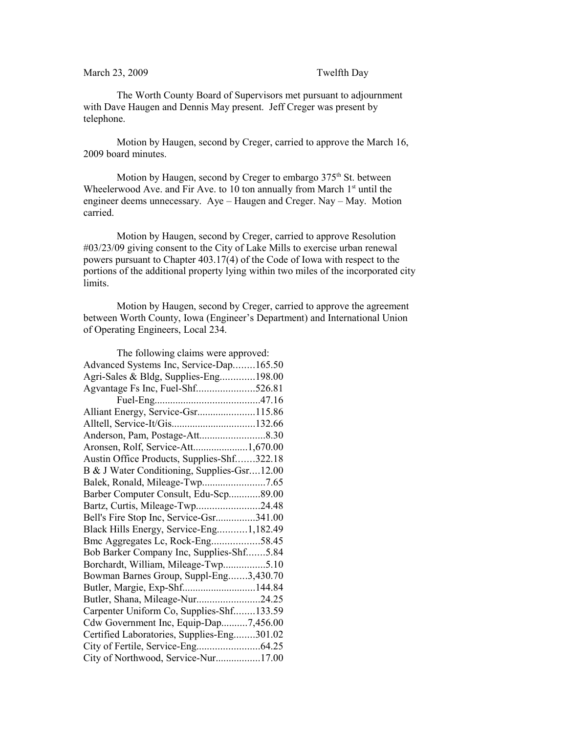March 23, 2009 Twelfth Day

The Worth County Board of Supervisors met pursuant to adjournment with Dave Haugen and Dennis May present. Jeff Creger was present by telephone.

Motion by Haugen, second by Creger, carried to approve the March 16, 2009 board minutes.

Motion by Haugen, second by Creger to embargo 375th St. between Wheelerwood Ave. and Fir Ave. to 10 ton annually from March 1st until the engineer deems unnecessary. Aye – Haugen and Creger. Nay – May. Motion carried.

Motion by Haugen, second by Creger, carried to approve Resolution #03/23/09 giving consent to the City of Lake Mills to exercise urban renewal powers pursuant to Chapter 403.17(4) of the Code of Iowa with respect to the portions of the additional property lying within two miles of the incorporated city limits.

Motion by Haugen, second by Creger, carried to approve the agreement between Worth County, Iowa (Engineer's Department) and International Union of Operating Engineers, Local 234.

The following claims were approved:

Advanced Systems Inc, Service-Dap........165.50
Agri-Sales & Bldg, Supplies-Eng.............198.00
Agvantage Fs Inc, Fuel-Shf......................526.81
Fuel-Eng........................................47.16
Alliant Energy, Service-Gsr......................115.86
Alltell, Service-It/Gis................................132.66
Anderson, Pam, Postage-Att.........................8.30
Aronsen, Rolf, Service-Att.....................1,670.00
Austin Office Products, Supplies-Shf.......322.18
B & J Water Conditioning, Supplies-Gsr....12.00
Balek, Ronald, Mileage-Twp........................7.65
Barber Computer Consult, Edu-Scp............89.00
Bartz, Curtis, Mileage-Twp........................24.48
Bell's Fire Stop Inc, Service-Gsr...............341.00
Black Hills Energy, Service-Eng...........1,182.49
Bmc Aggregates Lc, Rock-Eng..................58.45
Bob Barker Company Inc, Supplies-Shf.......5.84
Borchardt, William, Mileage-Twp................5.10
Bowman Barnes Group, Suppl-Eng.......3,430.70
Butler, Margie, Exp-Shf............................144.84
Butler, Shana, Mileage-Nur........................24.25
Carpenter Uniform Co, Supplies-Shf........133.59
Cdw Government Inc, Equip-Dap..........7,456.00
Certified Laboratories, Supplies-Eng........301.02
City of Fertile, Service-Eng........................64.25
City of Northwood, Service-Nur.................17.00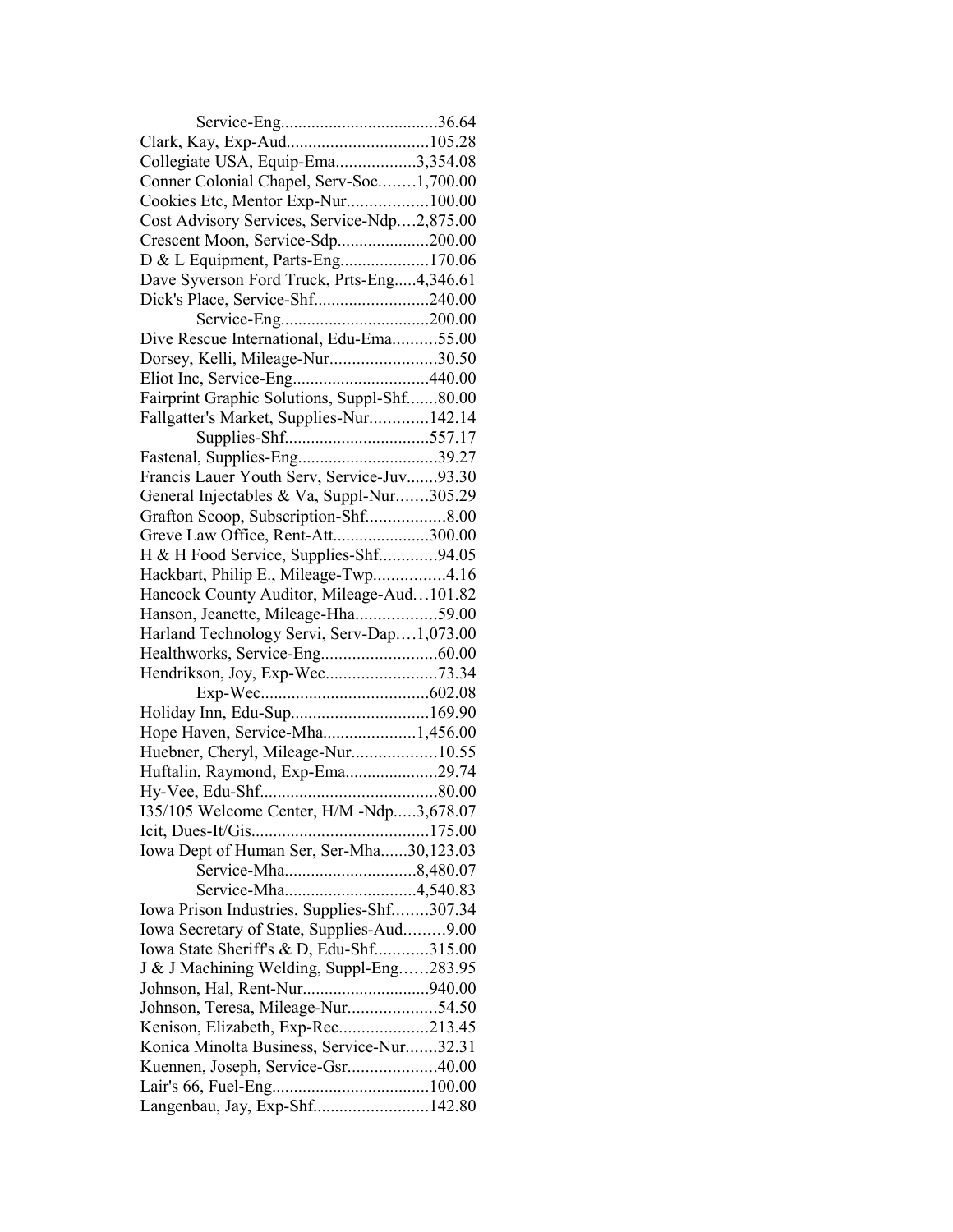Service-Eng....................................36.64
Clark, Kay, Exp-Aud................................105.28
Collegiate USA, Equip-Ema..................3,354.08
Conner Colonial Chapel, Serv-Soc........1,700.00
Cookies Etc, Mentor Exp-Nur..................100.00
Cost Advisory Services, Service-Ndp....2,875.00
Crescent Moon, Service-Sdp....................200.00
D & L Equipment, Parts-Eng....................170.06
Dave Syverson Ford Truck, Prts-Eng.....4,346.61
Dick's Place, Service-Shf..........................240.00
Service-Eng.................................200.00
Dive Rescue International, Edu-Ema..........55.00
Dorsey, Kelli, Mileage-Nur........................30.50
Eliot Inc, Service-Eng..............................440.00
Fairprint Graphic Solutions, Suppl-Shf.......80.00
Fallgatter's Market, Supplies-Nur.............142.14
Supplies-Shf................................557.17
Fastenal, Supplies-Eng................................39.27
Francis Lauer Youth Serv, Service-Juv.......93.30
General Injectables & Va, Suppl-Nur.......305.29
Grafton Scoop, Subscription-Shf..................8.00
Greve Law Office, Rent-Att.....................300.00
H & H Food Service, Supplies-Shf.............94.05
Hackbart, Philip E., Mileage-Twp................4.16
Hancock County Auditor, Mileage-Aud…101.82
Hanson, Jeanette, Mileage-Hha..................59.00
Harland Technology Servi, Serv-Dap….1,073.00
Healthworks, Service-Eng..........................60.00
Hendrikson, Joy, Exp-Wec.........................73.34
Exp-Wec......................................602.08
Holiday Inn, Edu-Sup...............................169.90
Hope Haven, Service-Mha.....................1,456.00
Huebner, Cheryl, Mileage-Nur...................10.55
Huftalin, Raymond, Exp-Ema.....................29.74
Hy-Vee, Edu-Shf........................................80.00
I35/105 Welcome Center, H/M -Ndp.....3,678.07
Icit, Dues-It/Gis........................................175.00
Iowa Dept of Human Ser, Ser-Mha......30,123.03
Service-Mha.............................8,480.07
Service-Mha.............................4,540.83
Iowa Prison Industries, Supplies-Shf........307.34
Iowa Secretary of State, Supplies-Aud.........9.00
Iowa State Sheriff's & D, Edu-Shf............315.00
J & J Machining Welding, Suppl-Eng……283.95
Johnson, Hal, Rent-Nur............................940.00
Johnson, Teresa, Mileage-Nur....................54.50
Kenison, Elizabeth, Exp-Rec....................213.45
Konica Minolta Business, Service-Nur.......32.31
Kuennen, Joseph, Service-Gsr....................40.00
Lair's 66, Fuel-Eng...................................100.00
Langenbau, Jay, Exp-Shf..........................142.80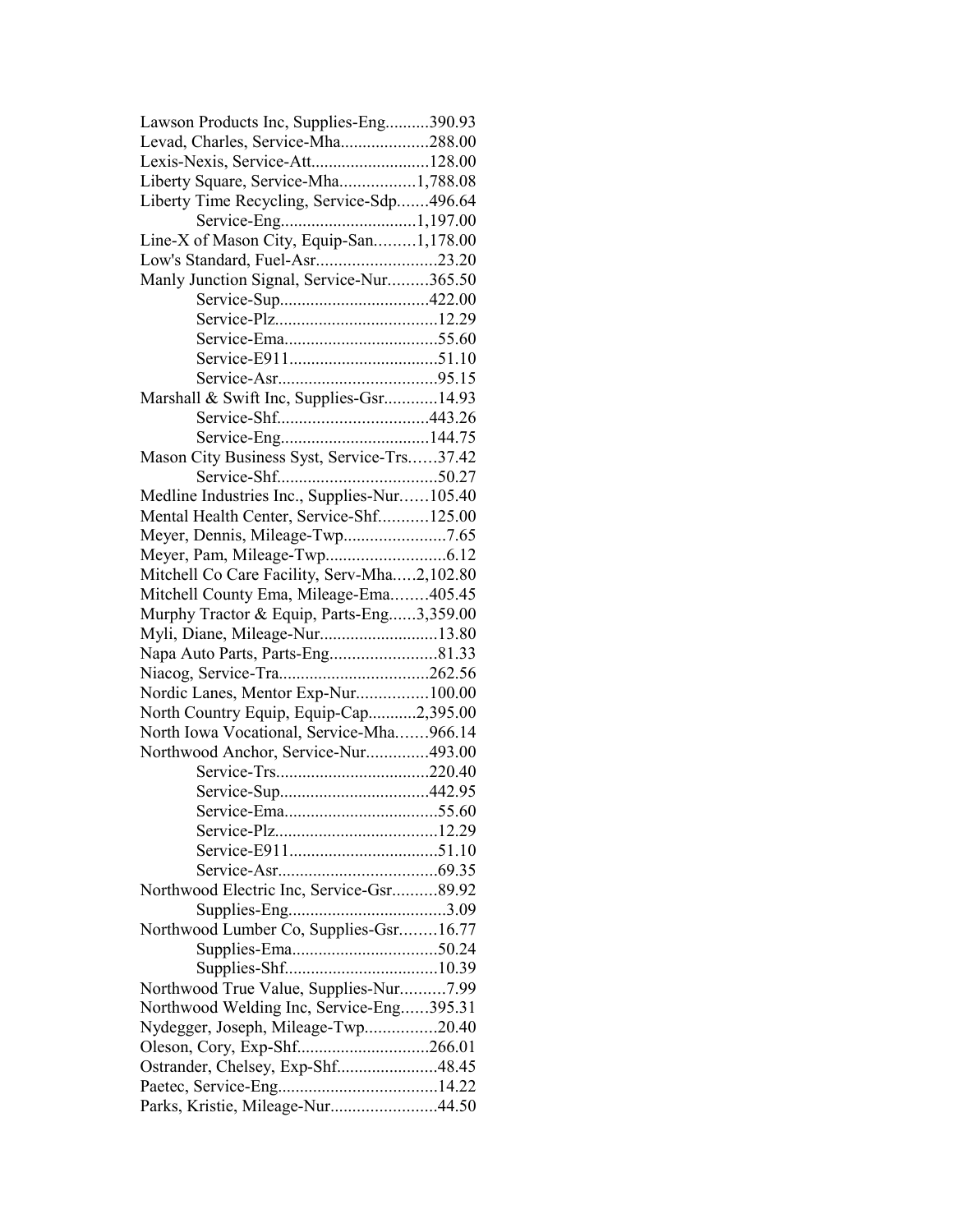Lawson Products Inc, Supplies-Eng..........390.93
Levad, Charles, Service-Mha....................288.00
Lexis-Nexis, Service-Att..........................128.00
Liberty Square, Service-Mha.................1,788.08
Liberty Time Recycling, Service-Sdp.......496.64
Service-Eng..............................1,197.00
Line-X of Mason City, Equip-San.........1,178.00
Low's Standard, Fuel-Asr...........................23.20
Manly Junction Signal, Service-Nur.........365.50
Service-Sup.................................422.00
Service-Plz.....................................12.29
Service-Ema..................................55.60
Service-E911.................................51.10
Service-Asr...................................95.15
Marshall & Swift Inc, Supplies-Gsr............14.93
Service-Shf..................................443.26
Service-Eng.................................144.75
Mason City Business Syst, Service-Trs......37.42
Service-Shf...................................50.27
Medline Industries Inc., Supplies-Nur......105.40
Mental Health Center, Service-Shf...........125.00
Meyer, Dennis, Mileage-Twp.......................7.65
Meyer, Pam, Mileage-Twp...........................6.12
Mitchell Co Care Facility, Serv-Mha.....2,102.80
Mitchell County Ema, Mileage-Ema........405.45
Murphy Tractor & Equip, Parts-Eng......3,359.00
Myli, Diane, Mileage-Nur..........................13.80
Napa Auto Parts, Parts-Eng........................81.33
Niacog, Service-Tra.................................262.56
Nordic Lanes, Mentor Exp-Nur................100.00
North Country Equip, Equip-Cap...........2,395.00
North Iowa Vocational, Service-Mha.......966.14
Northwood Anchor, Service-Nur.............493.00
Service-Trs..................................220.40
Service-Sup.................................442.95
Service-Ema..................................55.60
Service-Plz.....................................12.29
Service-E911.................................51.10
Service-Asr...................................69.35
Northwood Electric Inc, Service-Gsr..........89.92
Supplies-Eng...................................3.09
Northwood Lumber Co, Supplies-Gsr........16.77
Supplies-Ema.................................50.24
Supplies-Shf..................................10.39
Northwood True Value, Supplies-Nur..........7.99
Northwood Welding Inc, Service-Eng......395.31
Nydegger, Joseph, Mileage-Twp................20.40
Oleson, Cory, Exp-Shf.............................266.01
Ostrander, Chelsey, Exp-Shf.......................48.45
Paetec, Service-Eng....................................14.22
Parks, Kristie, Mileage-Nur........................44.50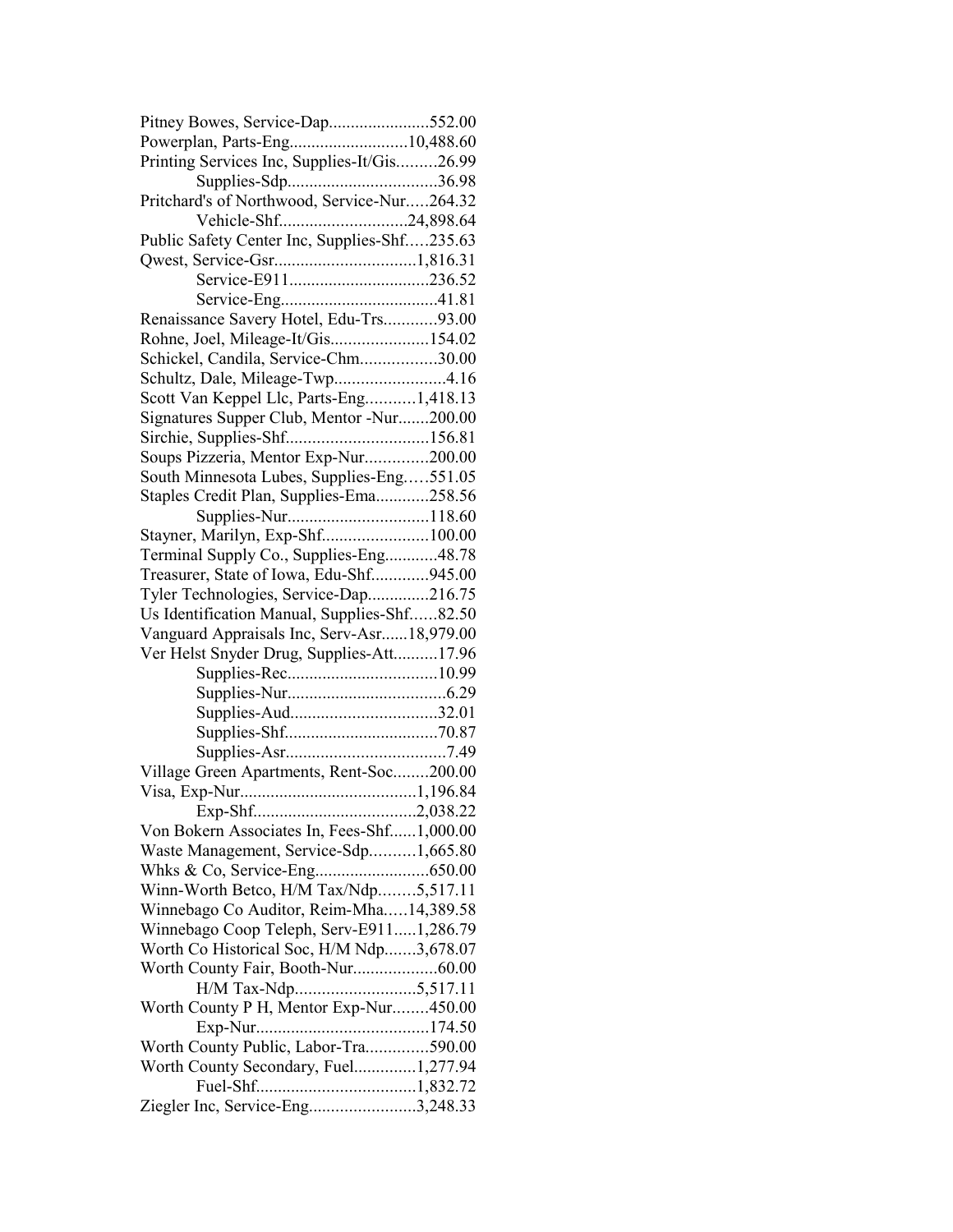Pitney Bowes, Service-Dap.......................552.00
Powerplan, Parts-Eng...........................10,488.60
Printing Services Inc, Supplies-It/Gis.........26.99
Supplies-Sdp..................................36.98
Pritchard's of Northwood, Service-Nur.....264.32
Vehicle-Shf.............................24,898.64
Public Safety Center Inc, Supplies-Shf.....235.63
Qwest, Service-Gsr................................1,816.31
Service-E911................................236.52
Service-Eng....................................41.81
Renaissance Savery Hotel, Edu-Trs............93.00
Rohne, Joel, Mileage-It/Gis......................154.02
Schickel, Candila, Service-Chm.................30.00
Schultz, Dale, Mileage-Twp.........................4.16
Scott Van Keppel Llc, Parts-Eng...........1,418.13
Signatures Supper Club, Mentor -Nur.......200.00
Sirchie, Supplies-Shf................................156.81
Soups Pizzeria, Mentor Exp-Nur..............200.00
South Minnesota Lubes, Supplies-Eng.....551.05
Staples Credit Plan, Supplies-Ema............258.56
Supplies-Nur................................118.60
Stayner, Marilyn, Exp-Shf........................100.00
Terminal Supply Co., Supplies-Eng............48.78
Treasurer, State of Iowa, Edu-Shf.............945.00
Tyler Technologies, Service-Dap..............216.75
Us Identification Manual, Supplies-Shf......82.50
Vanguard Appraisals Inc, Serv-Asr......18,979.00
Ver Helst Snyder Drug, Supplies-Att..........17.96
Supplies-Rec..................................10.99
Supplies-Nur....................................6.29
Supplies-Aud.................................32.01
Supplies-Shf..................................70.87
Supplies-Asr....................................7.49
Village Green Apartments, Rent-Soc........200.00
Visa, Exp-Nur........................................1,196.84
Exp-Shf.....................................2,038.22
Von Bokern Associates In, Fees-Shf......1,000.00
Waste Management, Service-Sdp..........1,665.80
Whks & Co, Service-Eng..........................650.00
Winn-Worth Betco, H/M Tax/Ndp........5,517.11
Winnebago Co Auditor, Reim-Mha.....14,389.58
Winnebago Coop Teleph, Serv-E911.....1,286.79
Worth Co Historical Soc, H/M Ndp.......3,678.07
Worth County Fair, Booth-Nur...................60.00
H/M Tax-Ndp...........................5,517.11
Worth County P H, Mentor Exp-Nur........450.00
Exp-Nur.......................................174.50
Worth County Public, Labor-Tra..............590.00
Worth County Secondary, Fuel..............1,277.94
Fuel-Shf....................................1,832.72
Ziegler Inc, Service-Eng........................3,248.33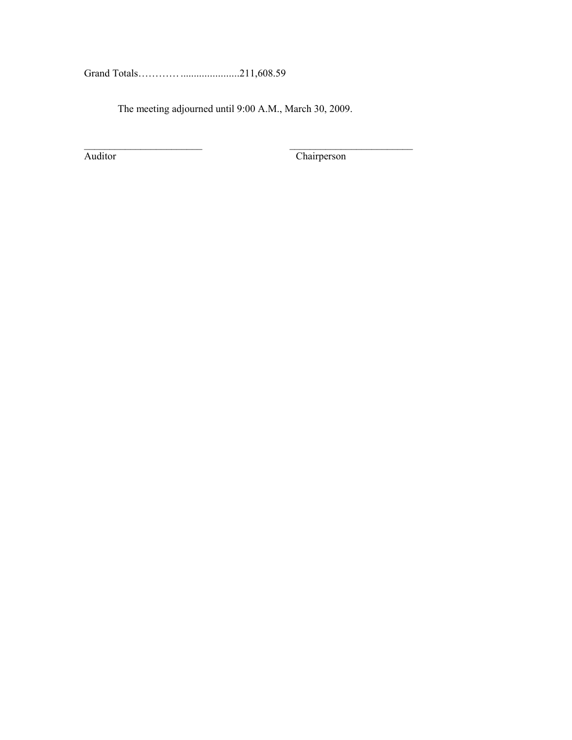Grand Totals………… ......................211,608.59

The meeting adjourned until 9:00 A.M., March 30, 2009.

________________________ ________________________

Auditor Chairperson